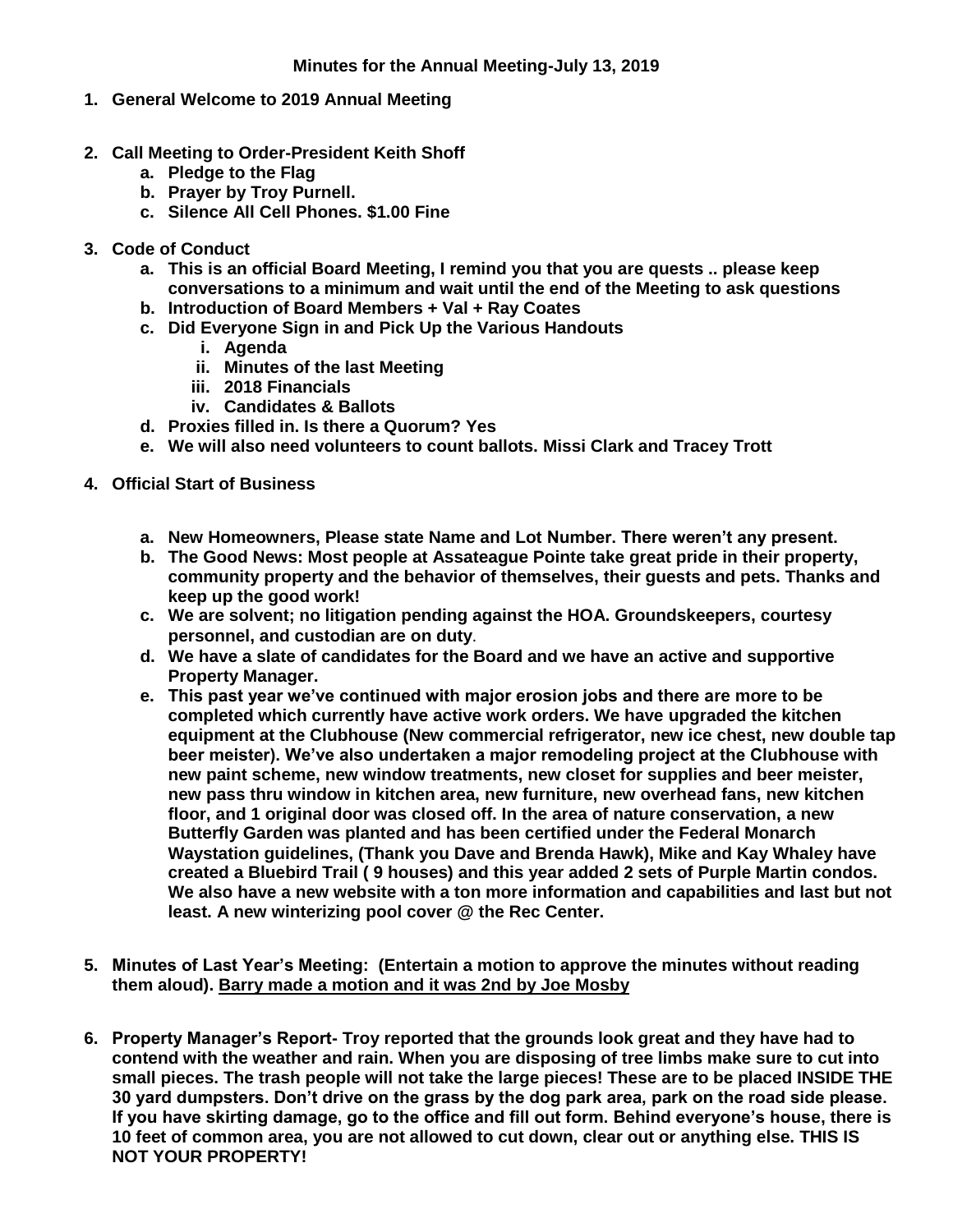**Minutes for the Annual Meeting-July 13, 2019**

1. **General Welcome to 2019 Annual Meeting**

2. **Call Meeting to Order-President Keith Shoff**
   a. **Pledge to the Flag**
   b. **Prayer by Troy Purnell.**
   c. **Silence All Cell Phones. $1.00 Fine**

3. **Code of Conduct**
   a. **This is an official Board Meeting, I remind you that you are quests .. please keep conversations to a minimum and wait until the end of the Meeting to ask questions**
   b. **Introduction of Board Members + Val + Ray Coates**
   c. **Did Everyone Sign in and Pick Up the Various Handouts**
      i. **Agenda**
      ii. **Minutes of the last Meeting**
      iii. **2018 Financials**
      iv. **Candidates & Ballots**
   d. **Proxies filled in. Is there a Quorum? Yes**
   e. **We will also need volunteers to count ballots. Missi Clark and Tracey Trott**

4. **Official Start of Business**

   a. **New Homeowners, Please state Name and Lot Number. There weren't any present.**
   b. **The Good News: Most people at Assateague Pointe take great pride in their property, community property and the behavior of themselves, their guests and pets. Thanks and keep up the good work!**
   c. **We are solvent; no litigation pending against the HOA. Groundskeepers, courtesy personnel, and custodian are on duty.**
   d. **We have a slate of candidates for the Board and we have an active and supportive Property Manager.**
   e. **This past year we've continued with major erosion jobs and there are more to be completed which currently have active work orders. We have upgraded the kitchen equipment at the Clubhouse (New commercial refrigerator, new ice chest, new double tap beer meister). We've also undertaken a major remodeling project at the Clubhouse with new paint scheme, new window treatments, new closet for supplies and beer meister, new pass thru window in kitchen area, new furniture, new overhead fans, new kitchen floor, and 1 original door was closed off. In the area of nature conservation, a new Butterfly Garden was planted and has been certified under the Federal Monarch Waystation guidelines, (Thank you Dave and Brenda Hawk), Mike and Kay Whaley have created a Bluebird Trail ( 9 houses) and this year added 2 sets of Purple Martin condos. We also have a new website with a ton more information and capabilities and last but not least. A new winterizing pool cover @ the Rec Center.**

5. **Minutes of Last Year's Meeting: (Entertain a motion to approve the minutes without reading them aloud). <u>Barry made a motion and it was 2nd by Joe Mosby</u>**

6. **Property Manager's Report- Troy reported that the grounds look great and they have had to contend with the weather and rain. When you are disposing of tree limbs make sure to cut into small pieces. The trash people will not take the large pieces! These are to be placed INSIDE THE 30 yard dumpsters. Don't drive on the grass by the dog park area, park on the road side please. If you have skirting damage, go to the office and fill out form. Behind everyone's house, there is 10 feet of common area, you are not allowed to cut down, clear out or anything else. THIS IS NOT YOUR PROPERTY!**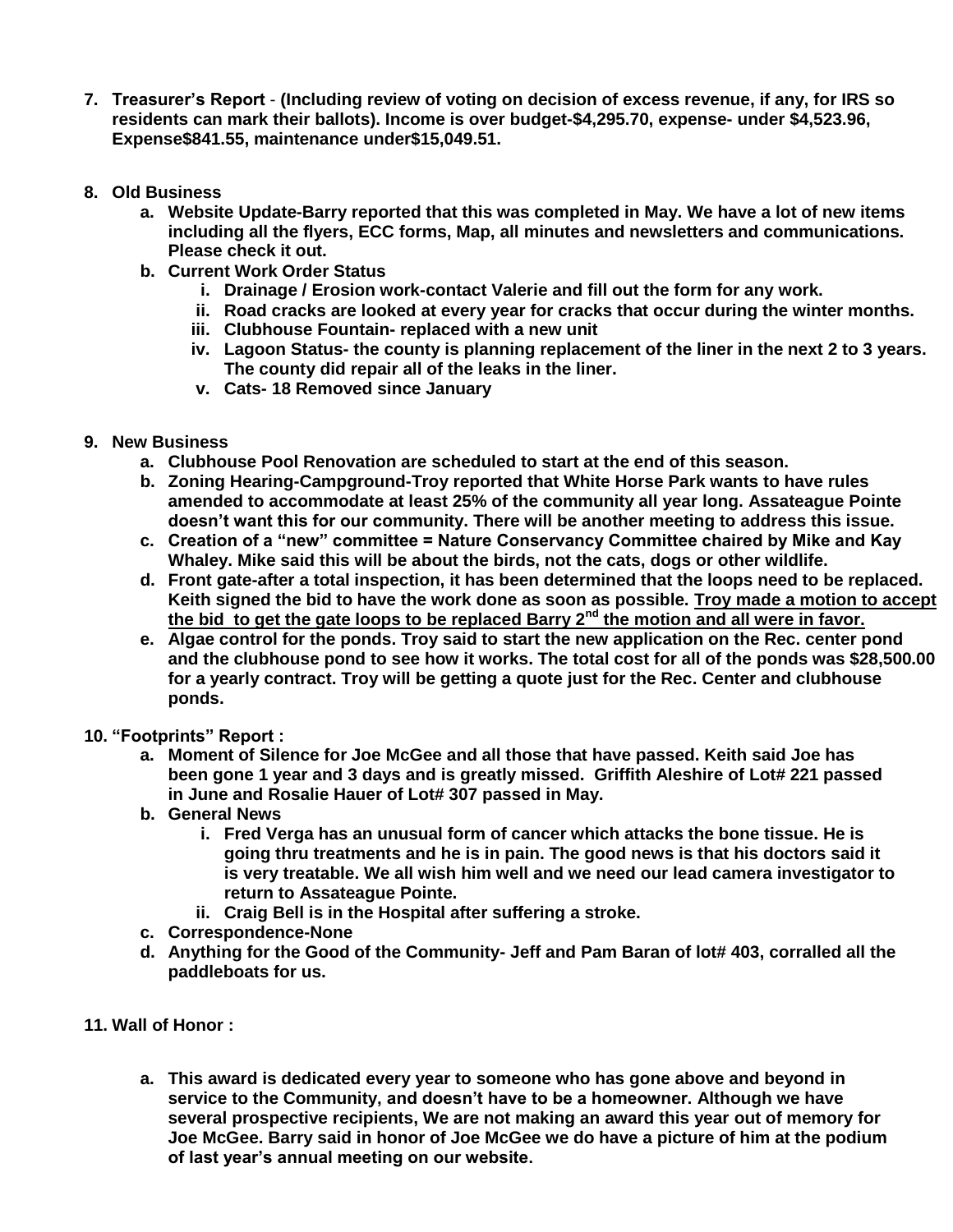7. **Treasurer's Report** - **(Including review of voting on decision of excess revenue, if any, for IRS so residents can mark their ballots). Income is over budget-$4,295.70, expense- under $4,523.96, Expense$841.55, maintenance under$15,049.51.**

8. **Old Business**
   a. **Website Update-Barry reported that this was completed in May. We have a lot of new items including all the flyers, ECC forms, Map, all minutes and newsletters and communications. Please check it out.**
   b. **Current Work Order Status**
      i. **Drainage / Erosion work-contact Valerie and fill out the form for any work.**
      ii. **Road cracks are looked at every year for cracks that occur during the winter months.**
      iii. **Clubhouse Fountain- replaced with a new unit**
      iv. **Lagoon Status- the county is planning replacement of the liner in the next 2 to 3 years. The county did repair all of the leaks in the liner.**
      v. **Cats- 18 Removed since January**

9. **New Business**
   a. **Clubhouse Pool Renovation are scheduled to start at the end of this season.**
   b. **Zoning Hearing-Campground-Troy reported that White Horse Park wants to have rules amended to accommodate at least 25% of the community all year long. Assateague Pointe doesn't want this for our community. There will be another meeting to address this issue.**
   c. **Creation of a "new" committee = Nature Conservancy Committee chaired by Mike and Kay Whaley. Mike said this will be about the birds, not the cats, dogs or other wildlife.**
   d. **Front gate-after a total inspection, it has been determined that the loops need to be replaced. Keith signed the bid to have the work done as soon as possible. <u>Troy made a motion to accept the bid to get the gate loops to be replaced Barry 2nd the motion and all were in favor.</u>**
   e. **Algae control for the ponds. Troy said to start the new application on the Rec. center pond and the clubhouse pond to see how it works. The total cost for all of the ponds was $28,500.00 for a yearly contract. Troy will be getting a quote just for the Rec. Center and clubhouse ponds.**

10. **"Footprints" Report :**
    a. **Moment of Silence for Joe McGee and all those that have passed. Keith said Joe has been gone 1 year and 3 days and is greatly missed. Griffith Aleshire of Lot# 221 passed in June and Rosalie Hauer of Lot# 307 passed in May.**
    b. **General News**
       i. **Fred Verga has an unusual form of cancer which attacks the bone tissue. He is going thru treatments and he is in pain. The good news is that his doctors said it is very treatable. We all wish him well and we need our lead camera investigator to return to Assateague Pointe.**
       ii. **Craig Bell is in the Hospital after suffering a stroke.**
    c. **Correspondence-None**
    d. **Anything for the Good of the Community- Jeff and Pam Baran of lot# 403, corralled all the paddleboats for us.**

11. **Wall of Honor :**

    a. **This award is dedicated every year to someone who has gone above and beyond in service to the Community, and doesn't have to be a homeowner. Although we have several prospective recipients, We are not making an award this year out of memory for Joe McGee. Barry said in honor of Joe McGee we do have a picture of him at the podium of last year's annual meeting on our website.**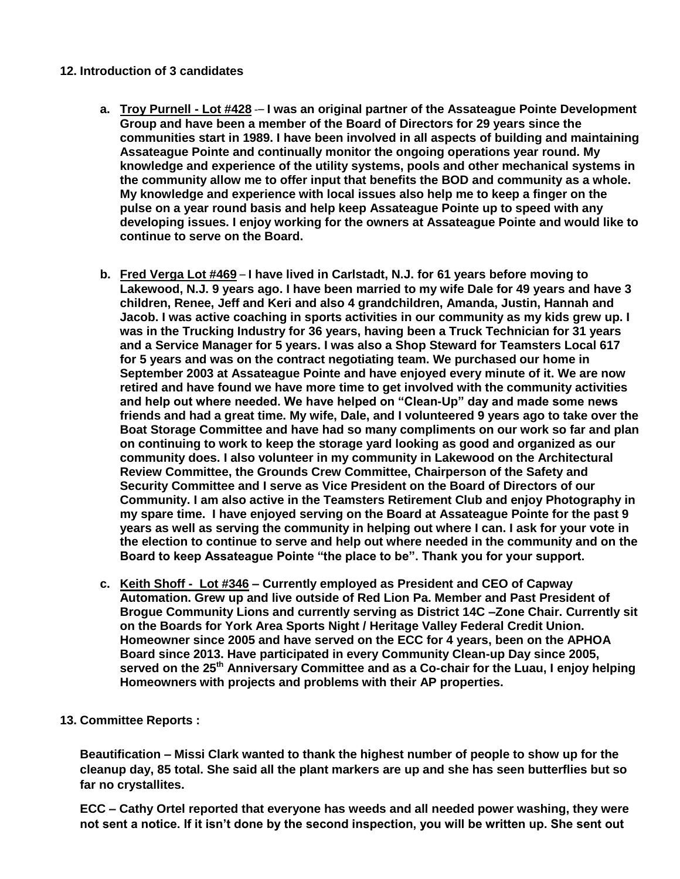**12. Introduction of 3 candidates**

a. **<u>Troy Purnell - Lot #428</u> -– I was an original partner of the Assateague Pointe Development Group and have been a member of the Board of Directors for 29 years since the communities start in 1989. I have been involved in all aspects of building and maintaining Assateague Pointe and continually monitor the ongoing operations year round. My knowledge and experience of the utility systems, pools and other mechanical systems in the community allow me to offer input that benefits the BOD and community as a whole. My knowledge and experience with local issues also help me to keep a finger on the pulse on a year round basis and help keep Assateague Pointe up to speed with any developing issues. I enjoy working for the owners at Assateague Pointe and would like to continue to serve on the Board.**

b. **<u>Fred Verga Lot #469</u> – I have lived in Carlstadt, N.J. for 61 years before moving to Lakewood, N.J. 9 years ago. I have been married to my wife Dale for 49 years and have 3 children, Renee, Jeff and Keri and also 4 grandchildren, Amanda, Justin, Hannah and Jacob. I was active coaching in sports activities in our community as my kids grew up. I was in the Trucking Industry for 36 years, having been a Truck Technician for 31 years and a Service Manager for 5 years. I was also a Shop Steward for Teamsters Local 617 for 5 years and was on the contract negotiating team. We purchased our home in September 2003 at Assateague Pointe and have enjoyed every minute of it. We are now retired and have found we have more time to get involved with the community activities and help out where needed. We have helped on "Clean-Up" day and made some news friends and had a great time. My wife, Dale, and I volunteered 9 years ago to take over the Boat Storage Committee and have had so many compliments on our work so far and plan on continuing to work to keep the storage yard looking as good and organized as our community does. I also volunteer in my community in Lakewood on the Architectural Review Committee, the Grounds Crew Committee, Chairperson of the Safety and Security Committee and I serve as Vice President on the Board of Directors of our Community. I am also active in the Teamsters Retirement Club and enjoy Photography in my spare time. I have enjoyed serving on the Board at Assateague Pointe for the past 9 years as well as serving the community in helping out where I can. I ask for your vote in the election to continue to serve and help out where needed in the community and on the Board to keep Assateague Pointe "the place to be". Thank you for your support.**

c. **<u>Keith Shoff - Lot #346</u> – Currently employed as President and CEO of Capway Automation. Grew up and live outside of Red Lion Pa. Member and Past President of Brogue Community Lions and currently serving as District 14C –Zone Chair. Currently sit on the Boards for York Area Sports Night / Heritage Valley Federal Credit Union. Homeowner since 2005 and have served on the ECC for 4 years, been on the APHOA Board since 2013. Have participated in every Community Clean-up Day since 2005, served on the 25th Anniversary Committee and as a Co-chair for the Luau, I enjoy helping Homeowners with projects and problems with their AP properties.**

**13. Committee Reports :**

**Beautification – Missi Clark wanted to thank the highest number of people to show up for the cleanup day, 85 total. She said all the plant markers are up and she has seen butterflies but so far no crystallites.**

**ECC – Cathy Ortel reported that everyone has weeds and all needed power washing, they were not sent a notice. If it isn't done by the second inspection, you will be written up. She sent out**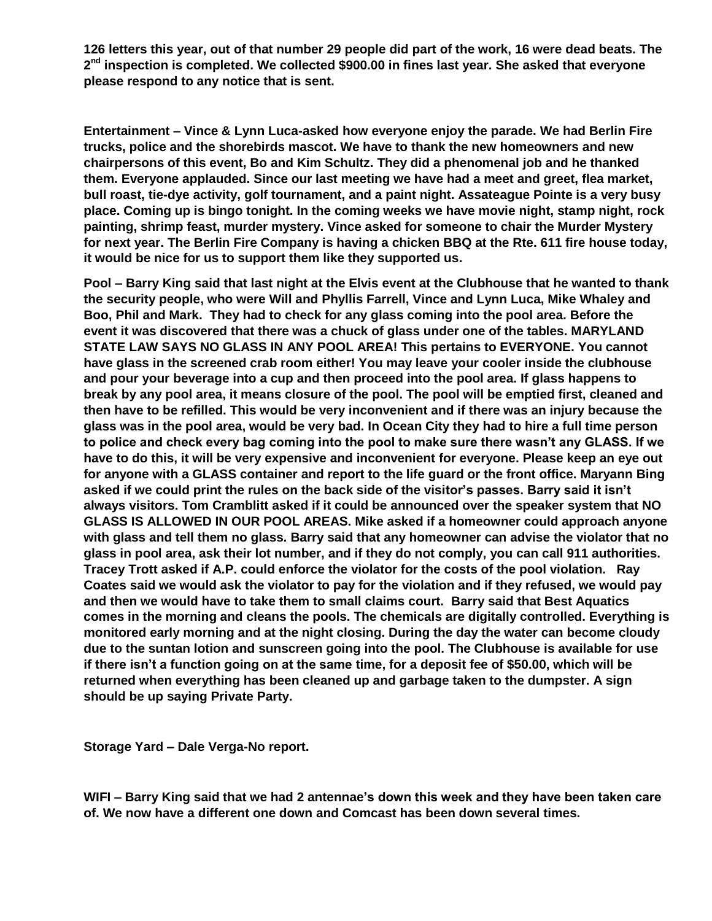**126 letters this year, out of that number 29 people did part of the work, 16 were dead beats. The 2nd inspection is completed. We collected $900.00 in fines last year. She asked that everyone please respond to any notice that is sent.**

**Entertainment – Vince & Lynn Luca-asked how everyone enjoy the parade. We had Berlin Fire trucks, police and the shorebirds mascot. We have to thank the new homeowners and new chairpersons of this event, Bo and Kim Schultz. They did a phenomenal job and he thanked them. Everyone applauded. Since our last meeting we have had a meet and greet, flea market, bull roast, tie-dye activity, golf tournament, and a paint night. Assateague Pointe is a very busy place. Coming up is bingo tonight. In the coming weeks we have movie night, stamp night, rock painting, shrimp feast, murder mystery. Vince asked for someone to chair the Murder Mystery for next year. The Berlin Fire Company is having a chicken BBQ at the Rte. 611 fire house today, it would be nice for us to support them like they supported us.**

**Pool – Barry King said that last night at the Elvis event at the Clubhouse that he wanted to thank the security people, who were Will and Phyllis Farrell, Vince and Lynn Luca, Mike Whaley and Boo, Phil and Mark. They had to check for any glass coming into the pool area. Before the event it was discovered that there was a chuck of glass under one of the tables. MARYLAND STATE LAW SAYS NO GLASS IN ANY POOL AREA! This pertains to EVERYONE. You cannot have glass in the screened crab room either! You may leave your cooler inside the clubhouse and pour your beverage into a cup and then proceed into the pool area. If glass happens to break by any pool area, it means closure of the pool. The pool will be emptied first, cleaned and then have to be refilled. This would be very inconvenient and if there was an injury because the glass was in the pool area, would be very bad. In Ocean City they had to hire a full time person to police and check every bag coming into the pool to make sure there wasn't any GLASS. If we have to do this, it will be very expensive and inconvenient for everyone. Please keep an eye out for anyone with a GLASS container and report to the life guard or the front office. Maryann Bing asked if we could print the rules on the back side of the visitor's passes. Barry said it isn't always visitors. Tom Cramblitt asked if it could be announced over the speaker system that NO GLASS IS ALLOWED IN OUR POOL AREAS. Mike asked if a homeowner could approach anyone with glass and tell them no glass. Barry said that any homeowner can advise the violator that no glass in pool area, ask their lot number, and if they do not comply, you can call 911 authorities. Tracey Trott asked if A.P. could enforce the violator for the costs of the pool violation. Ray Coates said we would ask the violator to pay for the violation and if they refused, we would pay and then we would have to take them to small claims court. Barry said that Best Aquatics comes in the morning and cleans the pools. The chemicals are digitally controlled. Everything is monitored early morning and at the night closing. During the day the water can become cloudy due to the suntan lotion and sunscreen going into the pool. The Clubhouse is available for use if there isn't a function going on at the same time, for a deposit fee of $50.00, which will be returned when everything has been cleaned up and garbage taken to the dumpster. A sign should be up saying Private Party.**

**Storage Yard – Dale Verga-No report.**

**WIFI – Barry King said that we had 2 antennae's down this week and they have been taken care of. We now have a different one down and Comcast has been down several times.**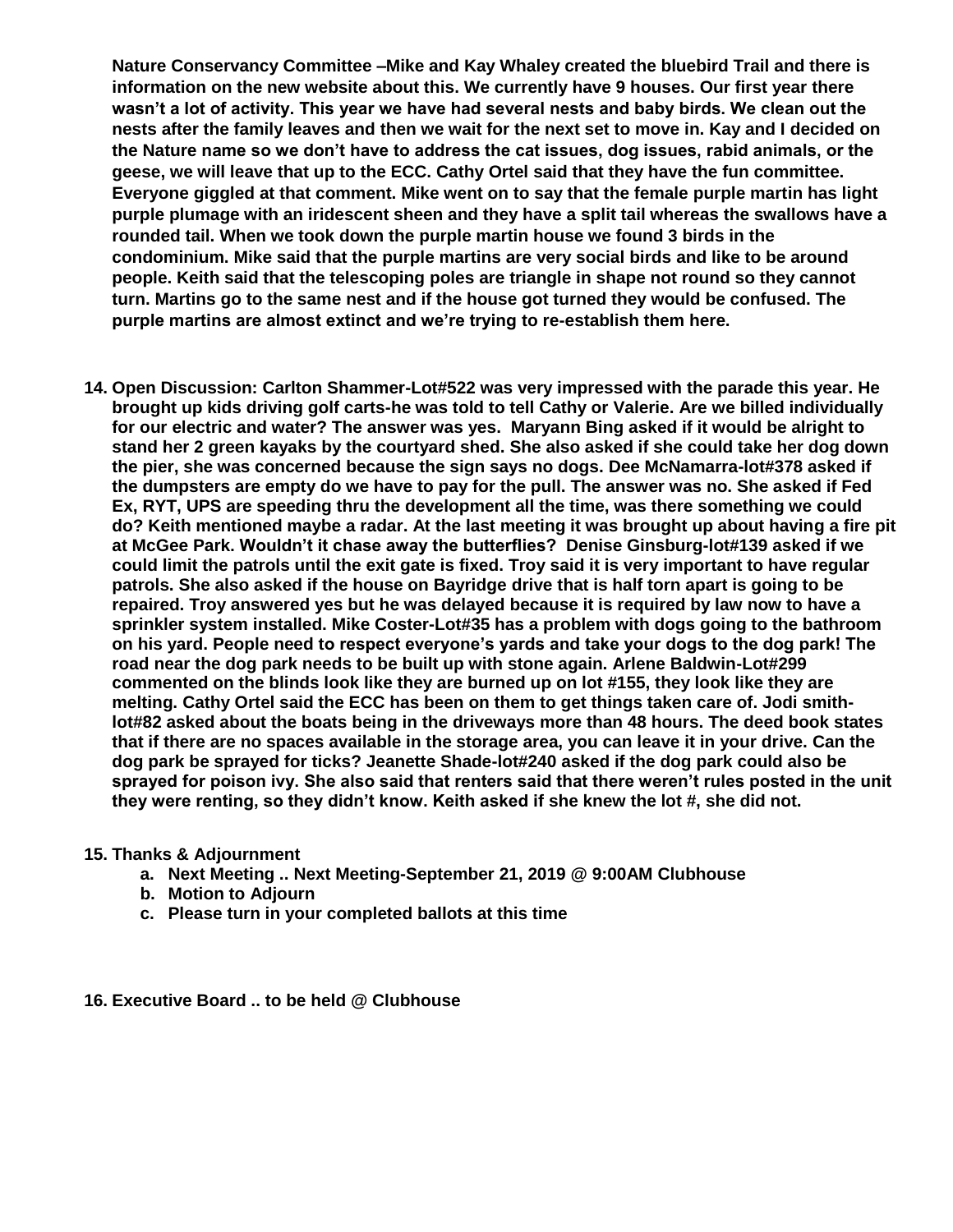**Nature Conservancy Committee –Mike and Kay Whaley created the bluebird Trail and there is information on the new website about this. We currently have 9 houses. Our first year there wasn't a lot of activity. This year we have had several nests and baby birds. We clean out the nests after the family leaves and then we wait for the next set to move in. Kay and I decided on the Nature name so we don't have to address the cat issues, dog issues, rabid animals, or the geese, we will leave that up to the ECC. Cathy Ortel said that they have the fun committee. Everyone giggled at that comment. Mike went on to say that the female purple martin has light purple plumage with an iridescent sheen and they have a split tail whereas the swallows have a rounded tail. When we took down the purple martin house we found 3 birds in the condominium. Mike said that the purple martins are very social birds and like to be around people. Keith said that the telescoping poles are triangle in shape not round so they cannot turn. Martins go to the same nest and if the house got turned they would be confused. The purple martins are almost extinct and we're trying to re-establish them here.**

14. **Open Discussion: Carlton Shammer-Lot#522 was very impressed with the parade this year. He brought up kids driving golf carts-he was told to tell Cathy or Valerie. Are we billed individually for our electric and water? The answer was yes. Maryann Bing asked if it would be alright to stand her 2 green kayaks by the courtyard shed. She also asked if she could take her dog down the pier, she was concerned because the sign says no dogs. Dee McNamarra-lot#378 asked if the dumpsters are empty do we have to pay for the pull. The answer was no. She asked if Fed Ex, RYT, UPS are speeding thru the development all the time, was there something we could do? Keith mentioned maybe a radar. At the last meeting it was brought up about having a fire pit at McGee Park. Wouldn't it chase away the butterflies? Denise Ginsburg-lot#139 asked if we could limit the patrols until the exit gate is fixed. Troy said it is very important to have regular patrols. She also asked if the house on Bayridge drive that is half torn apart is going to be repaired. Troy answered yes but he was delayed because it is required by law now to have a sprinkler system installed. Mike Coster-Lot#35 has a problem with dogs going to the bathroom on his yard. People need to respect everyone's yards and take your dogs to the dog park! The road near the dog park needs to be built up with stone again. Arlene Baldwin-Lot#299 commented on the blinds look like they are burned up on lot #155, they look like they are melting. Cathy Ortel said the ECC has been on them to get things taken care of. Jodi smith-lot#82 asked about the boats being in the driveways more than 48 hours. The deed book states that if there are no spaces available in the storage area, you can leave it in your drive. Can the dog park be sprayed for ticks? Jeanette Shade-lot#240 asked if the dog park could also be sprayed for poison ivy. She also said that renters said that there weren't rules posted in the unit they were renting, so they didn't know. Keith asked if she knew the lot #, she did not.**

15. **Thanks & Adjournment**
    a. **Next Meeting .. Next Meeting-September 21, 2019 @ 9:00AM Clubhouse**
    b. **Motion to Adjourn**
    c. **Please turn in your completed ballots at this time**

16. **Executive Board .. to be held @ Clubhouse**